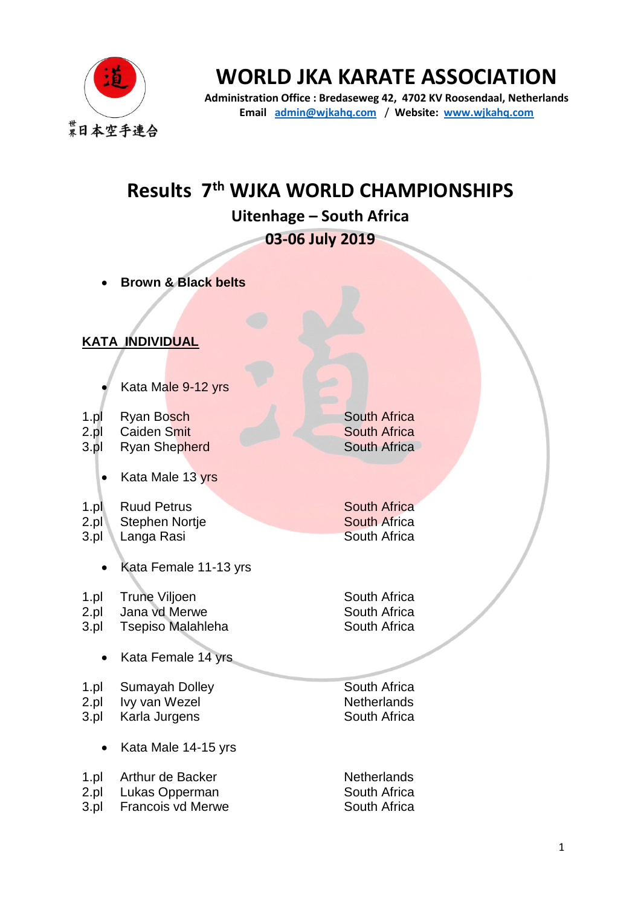# WORLD JKA KARATE ASSOCIATION

**Administration Office : Bredaseweg 42, 4702 KV Roosendaal, Netherlands**
**Email admin@wjkahq.com / Website: www.wjkahq.com**

## Results 7th WJKA WORLD CHAMPIONSHIPS

### Uitenhage – South Africa

### 03-06 July 2019

- **Brown & Black belts**

**KATA INDIVIDUAL**

- Kata Male 9-12 yrs

| | | |
|---|---|---|
| 1.pl | Ryan Bosch | South Africa |
| 2.pl | Caiden Smit | South Africa |
| 3.pl | Ryan Shepherd | South Africa |

- Kata Male 13 yrs

| | | |
|---|---|---|
| 1.pl | Ruud Petrus | South Africa |
| 2.pl | Stephen Nortje | South Africa |
| 3.pl | Langa Rasi | South Africa |

- Kata Female 11-13 yrs

| | | |
|---|---|---|
| 1.pl | Trune Viljoen | South Africa |
| 2.pl | Jana vd Merwe | South Africa |
| 3.pl | Tsepiso Malahleha | South Africa |

- Kata Female 14 yrs

| | | |
|---|---|---|
| 1.pl | Sumayah Dolley | South Africa |
| 2.pl | Ivy van Wezel | Netherlands |
| 3.pl | Karla Jurgens | South Africa |

- Kata Male 14-15 yrs

| | | |
|---|---|---|
| 1.pl | Arthur de Backer | Netherlands |
| 2.pl | Lukas Opperman | South Africa |
| 3.pl | Francois vd Merwe | South Africa |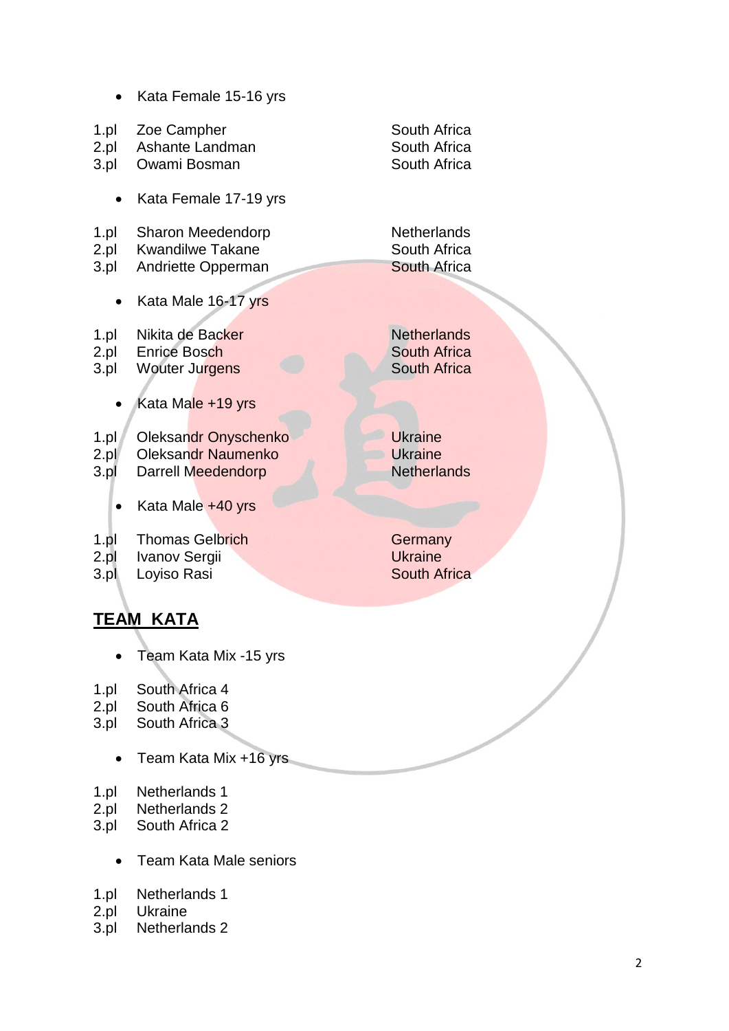- Kata Female 15-16 yrs

| | | |
|---|---|---|
| 1.pl | Zoe Campher | South Africa |
| 2.pl | Ashante Landman | South Africa |
| 3.pl | Owami Bosman | South Africa |

- Kata Female 17-19 yrs

| | | |
|---|---|---|
| 1.pl | Sharon Meedendorp | Netherlands |
| 2.pl | Kwandilwe Takane | South Africa |
| 3.pl | Andriette Opperman | South Africa |

- Kata Male 16-17 yrs

| | | |
|---|---|---|
| 1.pl | Nikita de Backer | Netherlands |
| 2.pl | Enrice Bosch | South Africa |
| 3.pl | Wouter Jurgens | South Africa |

- Kata Male +19 yrs

| | | |
|---|---|---|
| 1.pl | Oleksandr Onyschenko | Ukraine |
| 2.pl | Oleksandr Naumenko | Ukraine |
| 3.pl | Darrell Meedendorp | Netherlands |

- Kata Male +40 yrs

| | | |
|---|---|---|
| 1.pl | Thomas Gelbrich | Germany |
| 2.pl | Ivanov Sergii | Ukraine |
| 3.pl | Loyiso Rasi | South Africa |

## TEAM KATA

- Team Kata Mix -15 yrs

1.pl South Africa 4
2.pl South Africa 6
3.pl South Africa 3

- Team Kata Mix +16 yrs

1.pl Netherlands 1
2.pl Netherlands 2
3.pl South Africa 2

- Team Kata Male seniors

1.pl Netherlands 1
2.pl Ukraine
3.pl Netherlands 2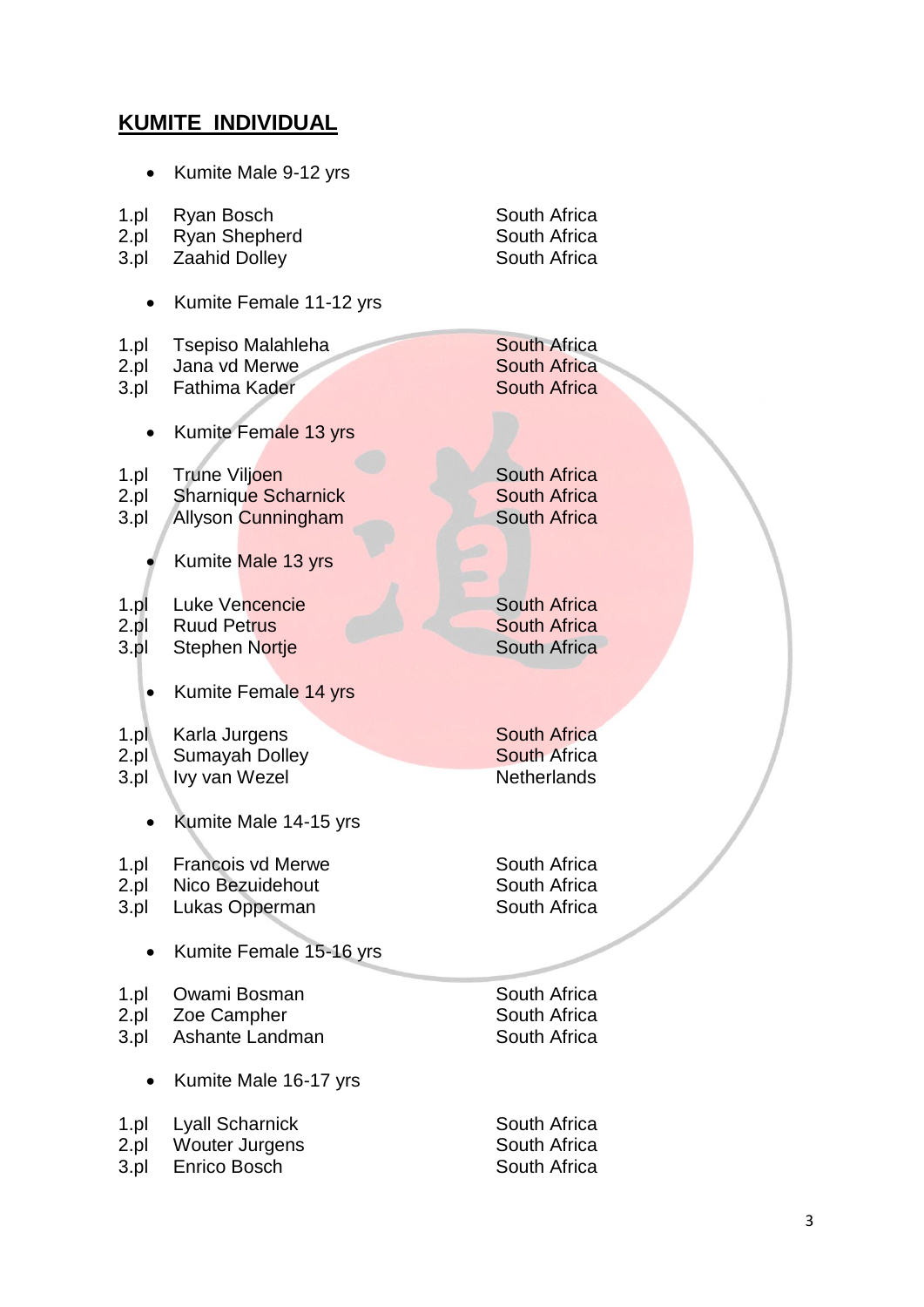## KUMITE INDIVIDUAL

- Kumite Male 9-12 yrs

| | | |
|---|---|---|
| 1.pl | Ryan Bosch | South Africa |
| 2.pl | Ryan Shepherd | South Africa |
| 3.pl | Zaahid Dolley | South Africa |

- Kumite Female 11-12 yrs

| | | |
|---|---|---|
| 1.pl | Tsepiso Malahleha | South Africa |
| 2.pl | Jana vd Merwe | South Africa |
| 3.pl | Fathima Kader | South Africa |

- Kumite Female 13 yrs

| | | |
|---|---|---|
| 1.pl | Trune Viljoen | South Africa |
| 2.pl | Sharnique Scharnick | South Africa |
| 3.pl | Allyson Cunningham | South Africa |

- Kumite Male 13 yrs

| | | |
|---|---|---|
| 1.pl | Luke Vencencie | South Africa |
| 2.pl | Ruud Petrus | South Africa |
| 3.pl | Stephen Nortje | South Africa |

- Kumite Female 14 yrs

| | | |
|---|---|---|
| 1.pl | Karla Jurgens | South Africa |
| 2.pl | Sumayah Dolley | South Africa |
| 3.pl | Ivy van Wezel | Netherlands |

- Kumite Male 14-15 yrs

| | | |
|---|---|---|
| 1.pl | Francois vd Merwe | South Africa |
| 2.pl | Nico Bezuidehout | South Africa |
| 3.pl | Lukas Opperman | South Africa |

- Kumite Female 15-16 yrs

| | | |
|---|---|---|
| 1.pl | Owami Bosman | South Africa |
| 2.pl | Zoe Campher | South Africa |
| 3.pl | Ashante Landman | South Africa |

- Kumite Male 16-17 yrs

| | | |
|---|---|---|
| 1.pl | Lyall Scharnick | South Africa |
| 2.pl | Wouter Jurgens | South Africa |
| 3.pl | Enrico Bosch | South Africa |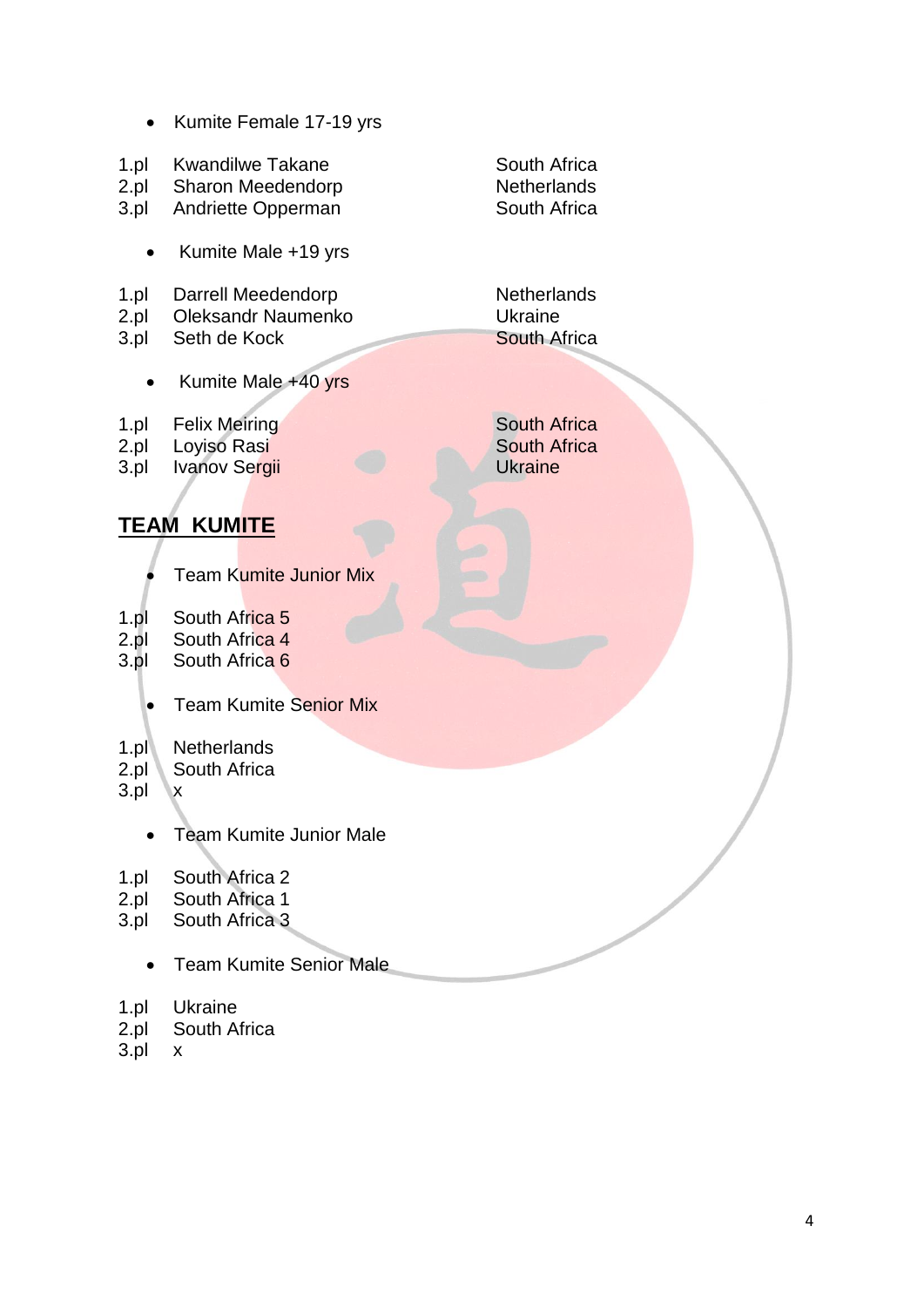- Kumite Female 17-19 yrs

| | | |
|---|---|---|
| 1.pl | Kwandilwe Takane | South Africa |
| 2.pl | Sharon Meedendorp | Netherlands |
| 3.pl | Andriette Opperman | South Africa |

- Kumite Male +19 yrs

| | | |
|---|---|---|
| 1.pl | Darrell Meedendorp | Netherlands |
| 2.pl | Oleksandr Naumenko | Ukraine |
| 3.pl | Seth de Kock | South Africa |

- Kumite Male +40 yrs

| | | |
|---|---|---|
| 1.pl | Felix Meiring | South Africa |
| 2.pl | Loyiso Rasi | South Africa |
| 3.pl | Ivanov Sergii | Ukraine |

## TEAM KUMITE

- Team Kumite Junior Mix

1.pl South Africa 5
2.pl South Africa 4
3.pl South Africa 6

- Team Kumite Senior Mix

1.pl Netherlands
2.pl South Africa
3.pl x

- Team Kumite Junior Male

1.pl South Africa 2
2.pl South Africa 1
3.pl South Africa 3

- Team Kumite Senior Male

1.pl Ukraine
2.pl South Africa
3.pl x